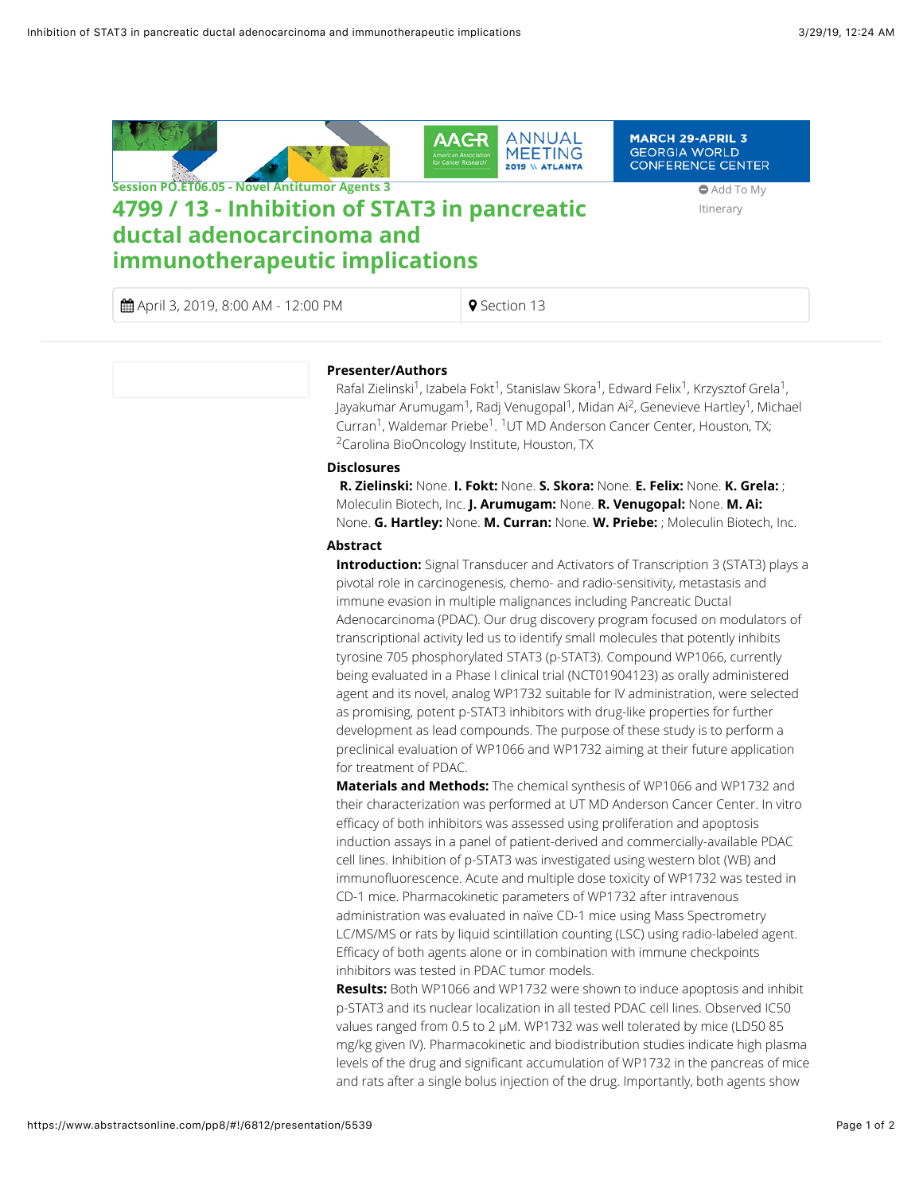Session PO.ET06.05 - Novel Antitumor Agents 3

# 4799 / 13 - Inhibition of STAT3 in pancreatic ductal adenocarcinoma and immunotherapeutic implications

Add To My Itinerary

April 3, 2019, 8:00 AM - 12:00 PM | Section 13

### Presenter/Authors

Rafal Zielinski[1], Izabela Fokt[1], Stanislaw Skora[1], Edward Felix[1], Krzysztof Grela[1], Jayakumar Arumugam[1], Radj Venugopal[1], Midan Ai[2], Genevieve Hartley[1], Michael Curran[1], Waldemar Priebe[1]. [1]UT MD Anderson Cancer Center, Houston, TX; [2]Carolina BioOncology Institute, Houston, TX

### Disclosures

**R. Zielinski:** None. **I. Fokt:** None. **S. Skora:** None. **E. Felix:** None. **K. Grela:** ; Moleculin Biotech, Inc. **J. Arumugam:** None. **R. Venugopal:** None. **M. Ai:** None. **G. Hartley:** None. **M. Curran:** None. **W. Priebe:** ; Moleculin Biotech, Inc.

### Abstract

**Introduction:** Signal Transducer and Activators of Transcription 3 (STAT3) plays a pivotal role in carcinogenesis, chemo- and radio-sensitivity, metastasis and immune evasion in multiple malignances including Pancreatic Ductal Adenocarcinoma (PDAC). Our drug discovery program focused on modulators of transcriptional activity led us to identify small molecules that potently inhibits tyrosine 705 phosphorylated STAT3 (p-STAT3). Compound WP1066, currently being evaluated in a Phase I clinical trial (NCT01904123) as orally administered agent and its novel, analog WP1732 suitable for IV administration, were selected as promising, potent p-STAT3 inhibitors with drug-like properties for further development as lead compounds. The purpose of these study is to perform a preclinical evaluation of WP1066 and WP1732 aiming at their future application for treatment of PDAC.

**Materials and Methods:** The chemical synthesis of WP1066 and WP1732 and their characterization was performed at UT MD Anderson Cancer Center. In vitro efficacy of both inhibitors was assessed using proliferation and apoptosis induction assays in a panel of patient-derived and commercially-available PDAC cell lines. Inhibition of p-STAT3 was investigated using western blot (WB) and immunofluorescence. Acute and multiple dose toxicity of WP1732 was tested in CD-1 mice. Pharmacokinetic parameters of WP1732 after intravenous administration was evaluated in naïve CD-1 mice using Mass Spectrometry LC/MS/MS or rats by liquid scintillation counting (LSC) using radio-labeled agent. Efficacy of both agents alone or in combination with immune checkpoints inhibitors was tested in PDAC tumor models.

**Results:** Both WP1066 and WP1732 were shown to induce apoptosis and inhibit p-STAT3 and its nuclear localization in all tested PDAC cell lines. Observed IC50 values ranged from 0.5 to 2 μM. WP1732 was well tolerated by mice (LD50 85 mg/kg given IV). Pharmacokinetic and biodistribution studies indicate high plasma levels of the drug and significant accumulation of WP1732 in the pancreas of mice and rats after a single bolus injection of the drug. Importantly, both agents show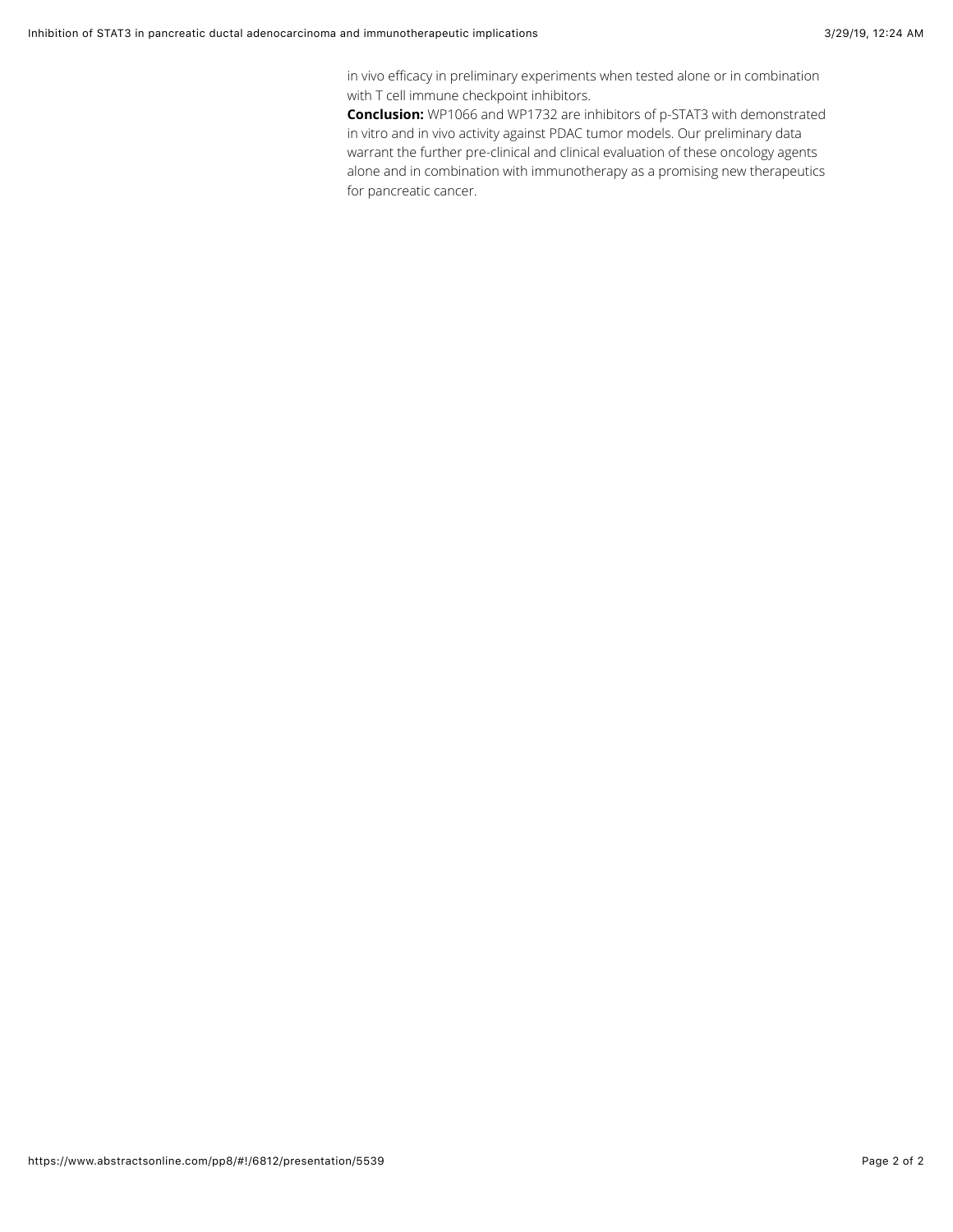in vivo efficacy in preliminary experiments when tested alone or in combination with T cell immune checkpoint inhibitors.

**Conclusion:** WP1066 and WP1732 are inhibitors of p-STAT3 with demonstrated in vitro and in vivo activity against PDAC tumor models. Our preliminary data warrant the further pre-clinical and clinical evaluation of these oncology agents alone and in combination with immunotherapy as a promising new therapeutics for pancreatic cancer.